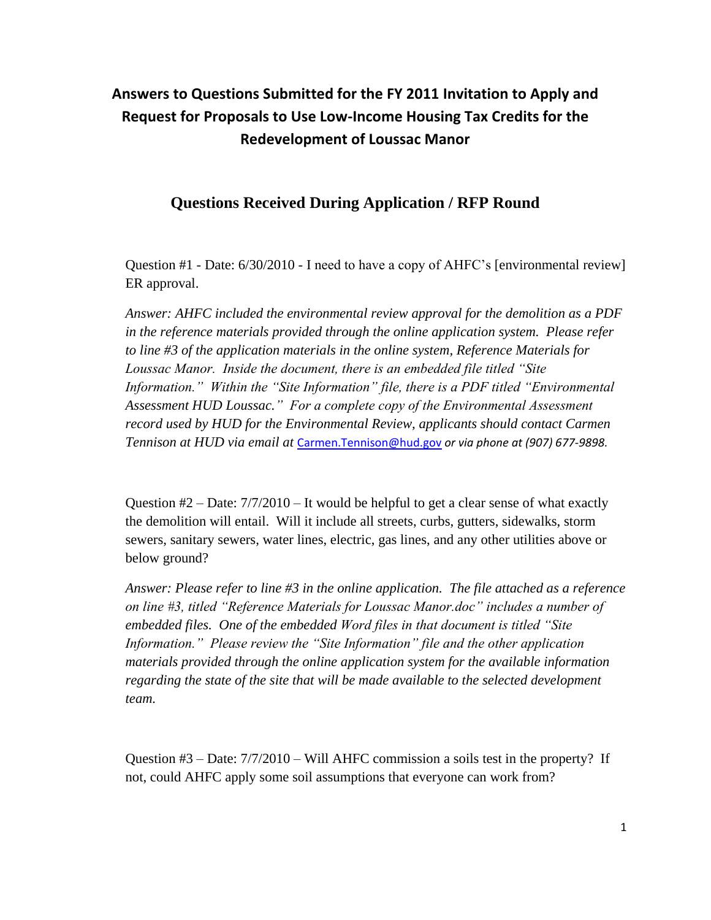# Answers to Questions Submitted for the FY 2011 Invitation to Apply and Request for Proposals to Use Low-Income Housing Tax Credits for the Redevelopment of Loussac Manor

## Questions Received During Application / RFP Round

Question #1 - Date: 6/30/2010 - I need to have a copy of AHFC's [environmental review] ER approval.

*Answer: AHFC included the environmental review approval for the demolition as a PDF in the reference materials provided through the online application system. Please refer to line #3 of the application materials in the online system, Reference Materials for Loussac Manor. Inside the document, there is an embedded file titled "Site Information." Within the "Site Information" file, there is a PDF titled "Environmental Assessment HUD Loussac." For a complete copy of the Environmental Assessment record used by HUD for the Environmental Review, applicants should contact Carmen Tennison at HUD via email at Carmen.Tennison@hud.gov or via phone at (907) 677-9898.*

Question #2 – Date: 7/7/2010 – It would be helpful to get a clear sense of what exactly the demolition will entail. Will it include all streets, curbs, gutters, sidewalks, storm sewers, sanitary sewers, water lines, electric, gas lines, and any other utilities above or below ground?

*Answer: Please refer to line #3 in the online application. The file attached as a reference on line #3, titled "Reference Materials for Loussac Manor.doc" includes a number of embedded files. One of the embedded Word files in that document is titled "Site Information." Please review the "Site Information" file and the other application materials provided through the online application system for the available information regarding the state of the site that will be made available to the selected development team.*

Question #3 – Date: 7/7/2010 – Will AHFC commission a soils test in the property? If not, could AHFC apply some soil assumptions that everyone can work from?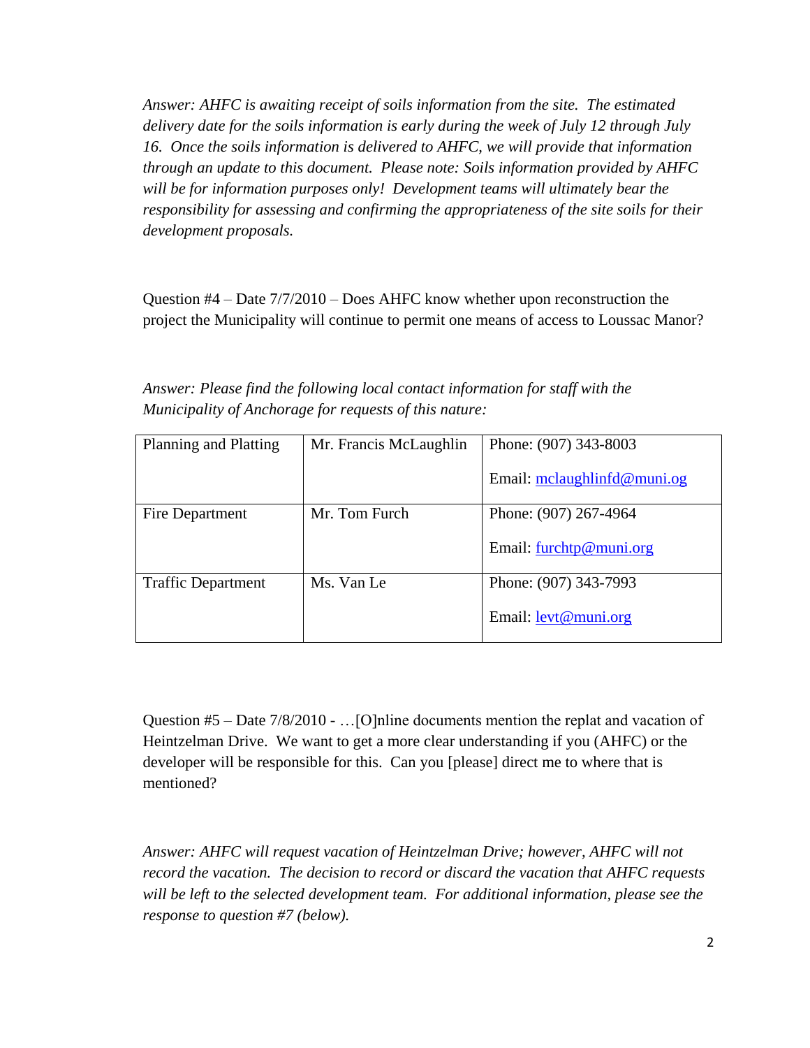*Answer: AHFC is awaiting receipt of soils information from the site. The estimated delivery date for the soils information is early during the week of July 12 through July 16. Once the soils information is delivered to AHFC, we will provide that information through an update to this document. Please note: Soils information provided by AHFC will be for information purposes only! Development teams will ultimately bear the responsibility for assessing and confirming the appropriateness of the site soils for their development proposals.*

Question #4 – Date 7/7/2010 – Does AHFC know whether upon reconstruction the project the Municipality will continue to permit one means of access to Loussac Manor?

*Answer: Please find the following local contact information for staff with the Municipality of Anchorage for requests of this nature:*

| | | |
|---|---|---|
| Planning and Platting | Mr. Francis McLaughlin | Phone: (907) 343-8003<br>Email: mclaughlinfd@muni.og |
| Fire Department | Mr. Tom Furch | Phone: (907) 267-4964<br>Email: furchtp@muni.org |
| Traffic Department | Ms. Van Le | Phone: (907) 343-7993<br>Email: levt@muni.org |

Question #5 – Date 7/8/2010 - …[O]nline documents mention the replat and vacation of Heintzelman Drive. We want to get a more clear understanding if you (AHFC) or the developer will be responsible for this. Can you [please] direct me to where that is mentioned?

*Answer: AHFC will request vacation of Heintzelman Drive; however, AHFC will not record the vacation. The decision to record or discard the vacation that AHFC requests will be left to the selected development team. For additional information, please see the response to question #7 (below).*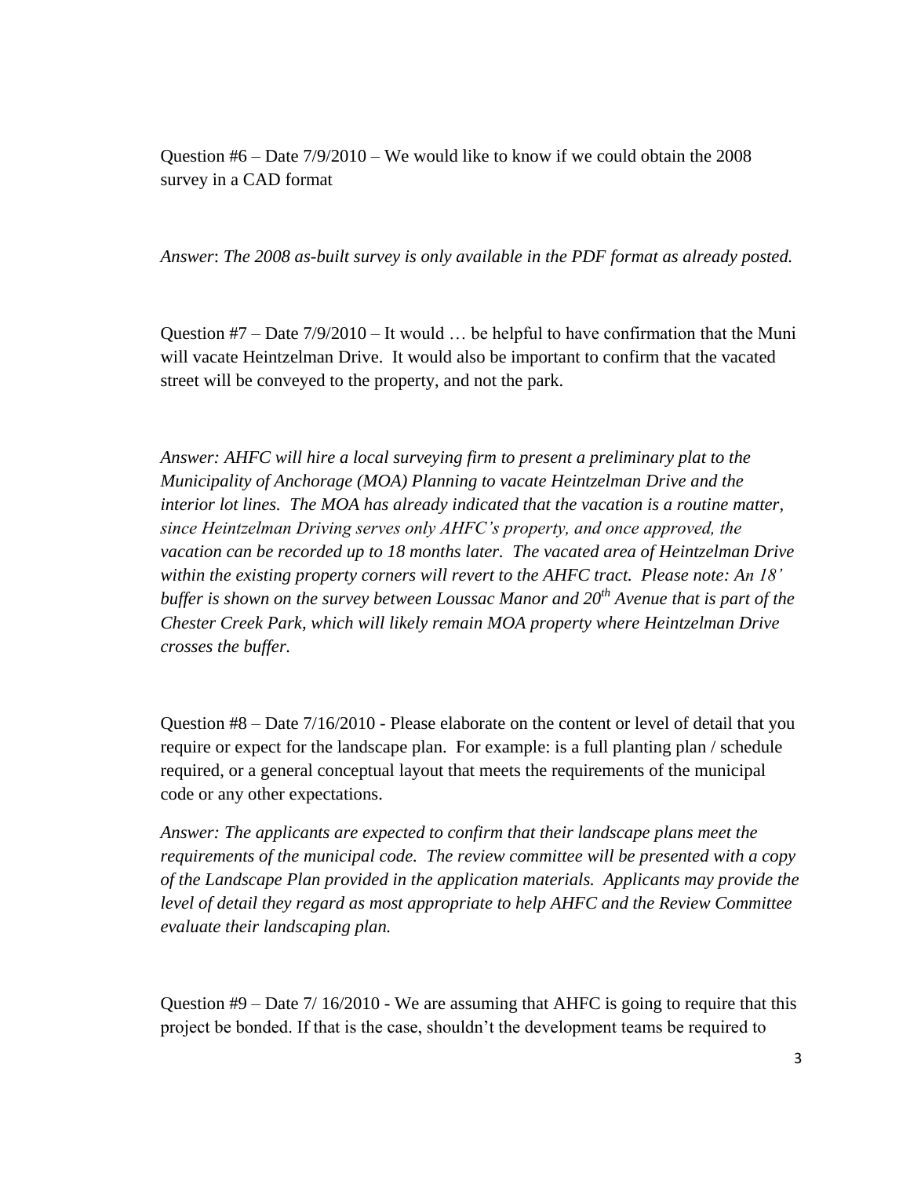Question #6 – Date 7/9/2010 – We would like to know if we could obtain the 2008 survey in a CAD format

*Answer*: *The 2008 as-built survey is only available in the PDF format as already posted.*

Question #7 – Date 7/9/2010 – It would … be helpful to have confirmation that the Muni will vacate Heintzelman Drive. It would also be important to confirm that the vacated street will be conveyed to the property, and not the park.

*Answer: AHFC will hire a local surveying firm to present a preliminary plat to the Municipality of Anchorage (MOA) Planning to vacate Heintzelman Drive and the interior lot lines. The MOA has already indicated that the vacation is a routine matter, since Heintzelman Driving serves only AHFC's property, and once approved, the vacation can be recorded up to 18 months later. The vacated area of Heintzelman Drive within the existing property corners will revert to the AHFC tract. Please note: An 18' buffer is shown on the survey between Loussac Manor and 20th Avenue that is part of the Chester Creek Park, which will likely remain MOA property where Heintzelman Drive crosses the buffer.*

Question #8 – Date 7/16/2010 - Please elaborate on the content or level of detail that you require or expect for the landscape plan. For example: is a full planting plan / schedule required, or a general conceptual layout that meets the requirements of the municipal code or any other expectations.

*Answer: The applicants are expected to confirm that their landscape plans meet the requirements of the municipal code. The review committee will be presented with a copy of the Landscape Plan provided in the application materials. Applicants may provide the level of detail they regard as most appropriate to help AHFC and the Review Committee evaluate their landscaping plan.*

Question #9 – Date 7/ 16/2010 - We are assuming that AHFC is going to require that this project be bonded. If that is the case, shouldn't the development teams be required to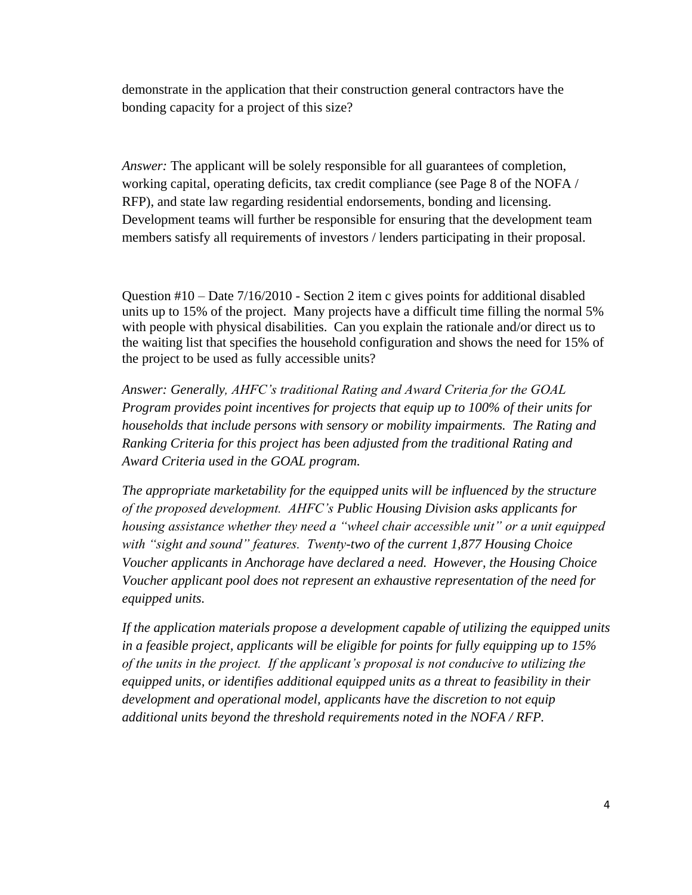demonstrate in the application that their construction general contractors have the bonding capacity for a project of this size?

*Answer:* The applicant will be solely responsible for all guarantees of completion, working capital, operating deficits, tax credit compliance (see Page 8 of the NOFA / RFP), and state law regarding residential endorsements, bonding and licensing. Development teams will further be responsible for ensuring that the development team members satisfy all requirements of investors / lenders participating in their proposal.

Question #10 – Date 7/16/2010 - Section 2 item c gives points for additional disabled units up to 15% of the project. Many projects have a difficult time filling the normal 5% with people with physical disabilities. Can you explain the rationale and/or direct us to the waiting list that specifies the household configuration and shows the need for 15% of the project to be used as fully accessible units?

*Answer: Generally, AHFC's traditional Rating and Award Criteria for the GOAL Program provides point incentives for projects that equip up to 100% of their units for households that include persons with sensory or mobility impairments. The Rating and Ranking Criteria for this project has been adjusted from the traditional Rating and Award Criteria used in the GOAL program.*

*The appropriate marketability for the equipped units will be influenced by the structure of the proposed development. AHFC's Public Housing Division asks applicants for housing assistance whether they need a "wheel chair accessible unit" or a unit equipped with "sight and sound" features. Twenty-two of the current 1,877 Housing Choice Voucher applicants in Anchorage have declared a need. However, the Housing Choice Voucher applicant pool does not represent an exhaustive representation of the need for equipped units.*

*If the application materials propose a development capable of utilizing the equipped units in a feasible project, applicants will be eligible for points for fully equipping up to 15% of the units in the project. If the applicant's proposal is not conducive to utilizing the equipped units, or identifies additional equipped units as a threat to feasibility in their development and operational model, applicants have the discretion to not equip additional units beyond the threshold requirements noted in the NOFA / RFP.*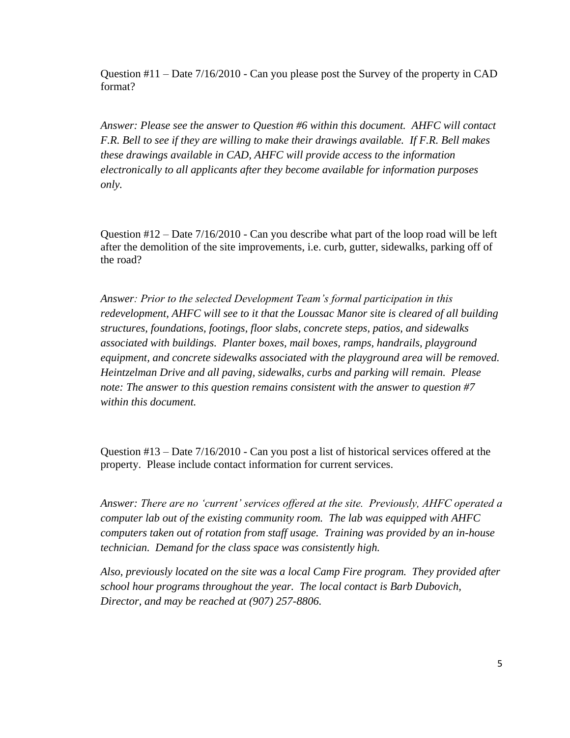Question #11 – Date 7/16/2010 - Can you please post the Survey of the property in CAD format?

*Answer: Please see the answer to Question #6 within this document. AHFC will contact F.R. Bell to see if they are willing to make their drawings available. If F.R. Bell makes these drawings available in CAD, AHFC will provide access to the information electronically to all applicants after they become available for information purposes only.*

Question #12 – Date 7/16/2010 - Can you describe what part of the loop road will be left after the demolition of the site improvements, i.e. curb, gutter, sidewalks, parking off of the road?

*Answer: Prior to the selected Development Team's formal participation in this redevelopment, AHFC will see to it that the Loussac Manor site is cleared of all building structures, foundations, footings, floor slabs, concrete steps, patios, and sidewalks associated with buildings. Planter boxes, mail boxes, ramps, handrails, playground equipment, and concrete sidewalks associated with the playground area will be removed. Heintzelman Drive and all paving, sidewalks, curbs and parking will remain. Please note: The answer to this question remains consistent with the answer to question #7 within this document.*

Question #13 – Date 7/16/2010 - Can you post a list of historical services offered at the property. Please include contact information for current services.

*Answer: There are no 'current' services offered at the site. Previously, AHFC operated a computer lab out of the existing community room. The lab was equipped with AHFC computers taken out of rotation from staff usage. Training was provided by an in-house technician. Demand for the class space was consistently high.*

*Also, previously located on the site was a local Camp Fire program. They provided after school hour programs throughout the year. The local contact is Barb Dubovich, Director, and may be reached at (907) 257-8806.*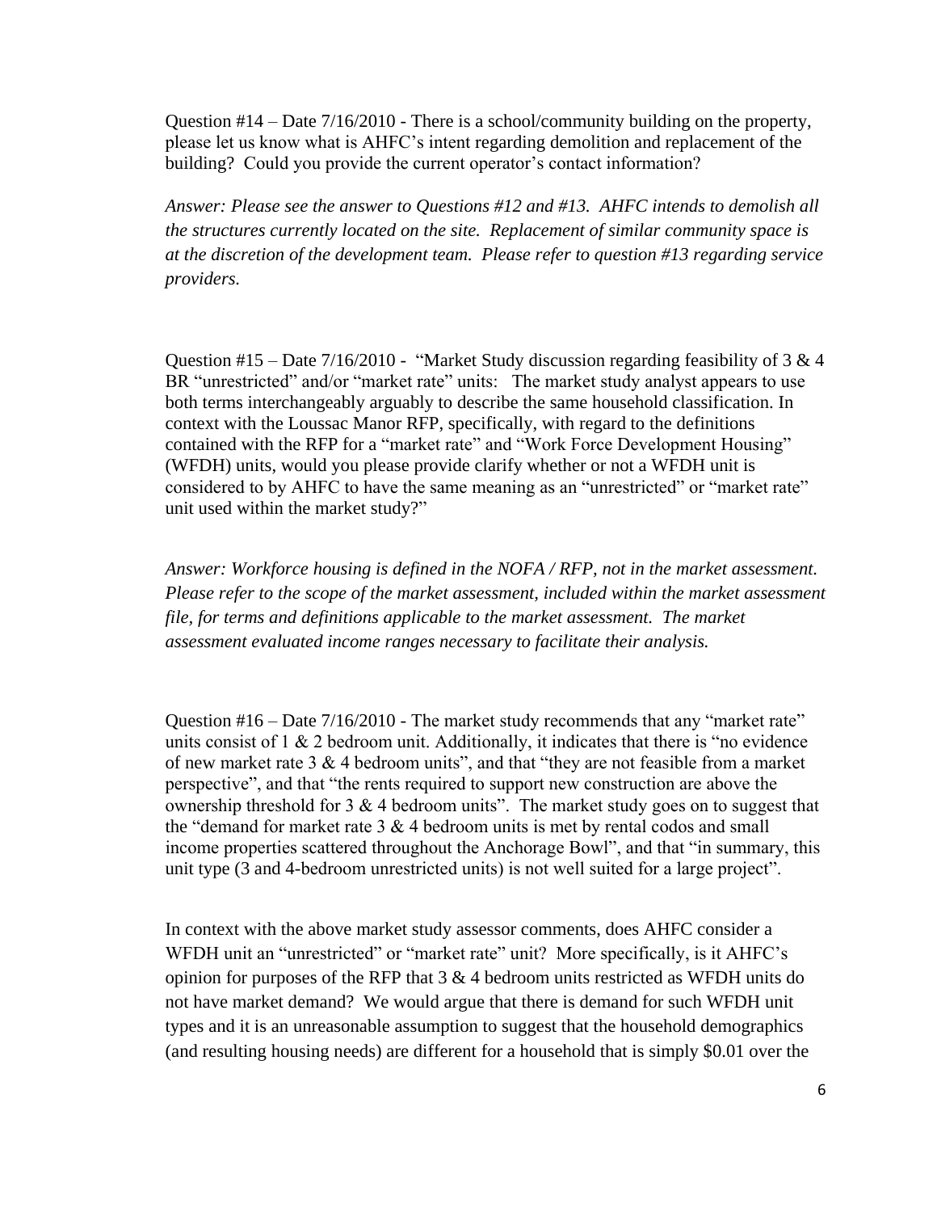Question #14 – Date 7/16/2010 - There is a school/community building on the property, please let us know what is AHFC's intent regarding demolition and replacement of the building? Could you provide the current operator's contact information?

*Answer: Please see the answer to Questions #12 and #13. AHFC intends to demolish all the structures currently located on the site. Replacement of similar community space is at the discretion of the development team. Please refer to question #13 regarding service providers.*

Question #15 – Date 7/16/2010 - "Market Study discussion regarding feasibility of 3 & 4 BR "unrestricted" and/or "market rate" units: The market study analyst appears to use both terms interchangeably arguably to describe the same household classification. In context with the Loussac Manor RFP, specifically, with regard to the definitions contained with the RFP for a "market rate" and "Work Force Development Housing" (WFDH) units, would you please provide clarify whether or not a WFDH unit is considered to by AHFC to have the same meaning as an "unrestricted" or "market rate" unit used within the market study?"

*Answer: Workforce housing is defined in the NOFA / RFP, not in the market assessment. Please refer to the scope of the market assessment, included within the market assessment file, for terms and definitions applicable to the market assessment. The market assessment evaluated income ranges necessary to facilitate their analysis.*

Question #16 – Date 7/16/2010 - The market study recommends that any "market rate" units consist of 1 & 2 bedroom unit. Additionally, it indicates that there is "no evidence of new market rate 3 & 4 bedroom units", and that "they are not feasible from a market perspective", and that "the rents required to support new construction are above the ownership threshold for 3 & 4 bedroom units". The market study goes on to suggest that the "demand for market rate 3 & 4 bedroom units is met by rental codos and small income properties scattered throughout the Anchorage Bowl", and that "in summary, this unit type (3 and 4-bedroom unrestricted units) is not well suited for a large project".

In context with the above market study assessor comments, does AHFC consider a WFDH unit an "unrestricted" or "market rate" unit? More specifically, is it AHFC's opinion for purposes of the RFP that 3 & 4 bedroom units restricted as WFDH units do not have market demand? We would argue that there is demand for such WFDH unit types and it is an unreasonable assumption to suggest that the household demographics (and resulting housing needs) are different for a household that is simply $0.01 over the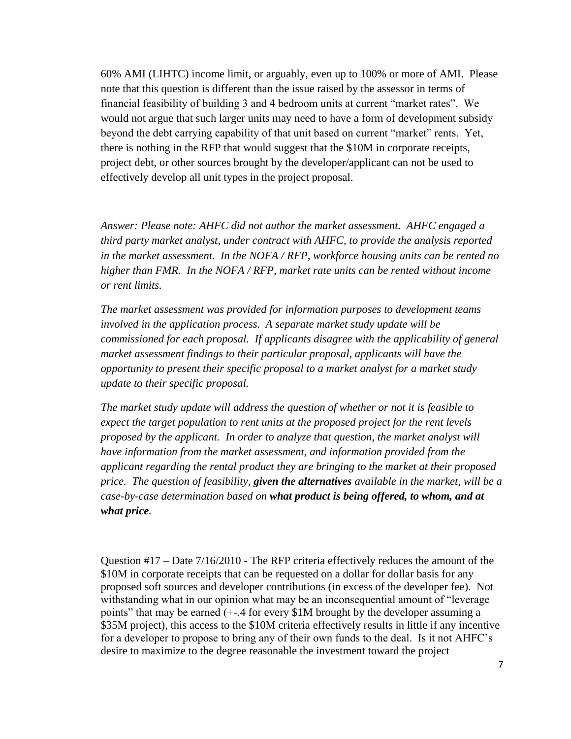60% AMI (LIHTC) income limit, or arguably, even up to 100% or more of AMI. Please note that this question is different than the issue raised by the assessor in terms of financial feasibility of building 3 and 4 bedroom units at current "market rates". We would not argue that such larger units may need to have a form of development subsidy beyond the debt carrying capability of that unit based on current "market" rents. Yet, there is nothing in the RFP that would suggest that the $10M in corporate receipts, project debt, or other sources brought by the developer/applicant can not be used to effectively develop all unit types in the project proposal.

*Answer: Please note: AHFC did not author the market assessment. AHFC engaged a third party market analyst, under contract with AHFC, to provide the analysis reported in the market assessment. In the NOFA / RFP, workforce housing units can be rented no higher than FMR. In the NOFA / RFP, market rate units can be rented without income or rent limits.*

*The market assessment was provided for information purposes to development teams involved in the application process. A separate market study update will be commissioned for each proposal. If applicants disagree with the applicability of general market assessment findings to their particular proposal, applicants will have the opportunity to present their specific proposal to a market analyst for a market study update to their specific proposal.*

*The market study update will address the question of whether or not it is feasible to expect the target population to rent units at the proposed project for the rent levels proposed by the applicant. In order to analyze that question, the market analyst will have information from the market assessment, and information provided from the applicant regarding the rental product they are bringing to the market at their proposed price. The question of feasibility, **given the alternatives** available in the market, will be a case-by-case determination based on **what product is being offered, to whom, and at what price**.*

Question #17 – Date 7/16/2010 - The RFP criteria effectively reduces the amount of the $10M in corporate receipts that can be requested on a dollar for dollar basis for any proposed soft sources and developer contributions (in excess of the developer fee). Not withstanding what in our opinion what may be an inconsequential amount of "leverage points" that may be earned (+-.4 for every $1M brought by the developer assuming a $35M project), this access to the $10M criteria effectively results in little if any incentive for a developer to propose to bring any of their own funds to the deal. Is it not AHFC's desire to maximize to the degree reasonable the investment toward the project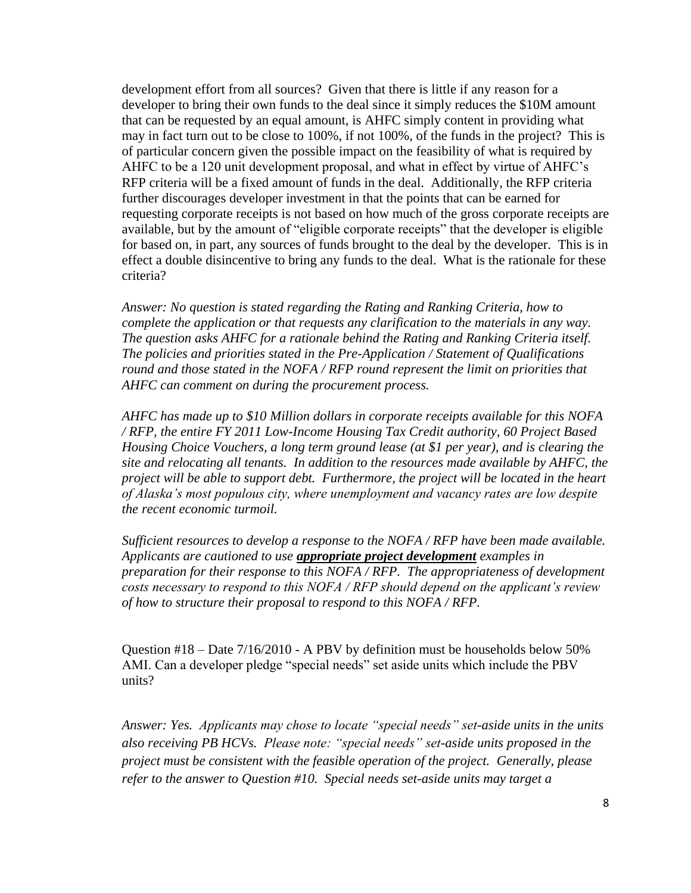development effort from all sources? Given that there is little if any reason for a developer to bring their own funds to the deal since it simply reduces the $10M amount that can be requested by an equal amount, is AHFC simply content in providing what may in fact turn out to be close to 100%, if not 100%, of the funds in the project? This is of particular concern given the possible impact on the feasibility of what is required by AHFC to be a 120 unit development proposal, and what in effect by virtue of AHFC's RFP criteria will be a fixed amount of funds in the deal. Additionally, the RFP criteria further discourages developer investment in that the points that can be earned for requesting corporate receipts is not based on how much of the gross corporate receipts are available, but by the amount of "eligible corporate receipts" that the developer is eligible for based on, in part, any sources of funds brought to the deal by the developer. This is in effect a double disincentive to bring any funds to the deal. What is the rationale for these criteria?

*Answer: No question is stated regarding the Rating and Ranking Criteria, how to complete the application or that requests any clarification to the materials in any way. The question asks AHFC for a rationale behind the Rating and Ranking Criteria itself. The policies and priorities stated in the Pre-Application / Statement of Qualifications round and those stated in the NOFA / RFP round represent the limit on priorities that AHFC can comment on during the procurement process.*

*AHFC has made up to $10 Million dollars in corporate receipts available for this NOFA / RFP, the entire FY 2011 Low-Income Housing Tax Credit authority, 60 Project Based Housing Choice Vouchers, a long term ground lease (at $1 per year), and is clearing the site and relocating all tenants. In addition to the resources made available by AHFC, the project will be able to support debt. Furthermore, the project will be located in the heart of Alaska's most populous city, where unemployment and vacancy rates are low despite the recent economic turmoil.*

*Sufficient resources to develop a response to the NOFA / RFP have been made available. Applicants are cautioned to use* ***<u>appropriate project development</u>*** *examples in preparation for their response to this NOFA / RFP. The appropriateness of development costs necessary to respond to this NOFA / RFP should depend on the applicant's review of how to structure their proposal to respond to this NOFA / RFP.*

Question #18 – Date 7/16/2010 - A PBV by definition must be households below 50% AMI. Can a developer pledge "special needs" set aside units which include the PBV units?

*Answer: Yes. Applicants may chose to locate "special needs" set-aside units in the units also receiving PB HCVs. Please note: "special needs" set-aside units proposed in the project must be consistent with the feasible operation of the project. Generally, please refer to the answer to Question #10. Special needs set-aside units may target a*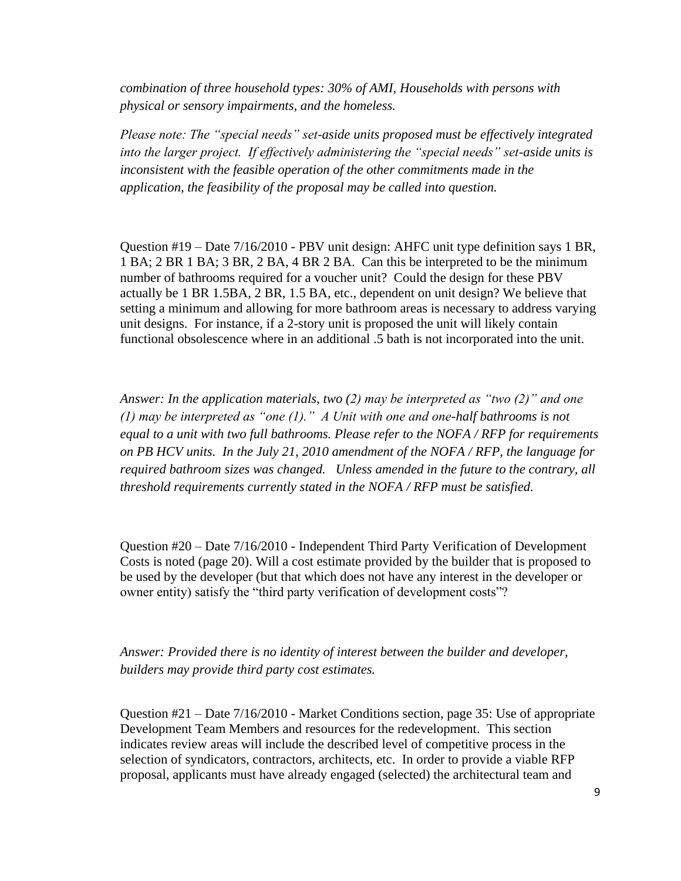*combination of three household types: 30% of AMI, Households with persons with physical or sensory impairments, and the homeless.*

*Please note: The "special needs" set-aside units proposed must be effectively integrated into the larger project. If effectively administering the "special needs" set-aside units is inconsistent with the feasible operation of the other commitments made in the application, the feasibility of the proposal may be called into question.*

Question #19 – Date 7/16/2010 - PBV unit design: AHFC unit type definition says 1 BR, 1 BA; 2 BR 1 BA; 3 BR, 2 BA, 4 BR 2 BA. Can this be interpreted to be the minimum number of bathrooms required for a voucher unit? Could the design for these PBV actually be 1 BR 1.5BA, 2 BR, 1.5 BA, etc., dependent on unit design? We believe that setting a minimum and allowing for more bathroom areas is necessary to address varying unit designs. For instance, if a 2-story unit is proposed the unit will likely contain functional obsolescence where in an additional .5 bath is not incorporated into the unit.

*Answer: In the application materials, two (2) may be interpreted as "two (2)" and one (1) may be interpreted as "one (1)." A Unit with one and one-half bathrooms is not equal to a unit with two full bathrooms. Please refer to the NOFA / RFP for requirements on PB HCV units. In the July 21, 2010 amendment of the NOFA / RFP, the language for required bathroom sizes was changed. Unless amended in the future to the contrary, all threshold requirements currently stated in the NOFA / RFP must be satisfied.*

Question #20 – Date 7/16/2010 - Independent Third Party Verification of Development Costs is noted (page 20). Will a cost estimate provided by the builder that is proposed to be used by the developer (but that which does not have any interest in the developer or owner entity) satisfy the "third party verification of development costs"?

*Answer: Provided there is no identity of interest between the builder and developer, builders may provide third party cost estimates.*

Question #21 – Date 7/16/2010 - Market Conditions section, page 35: Use of appropriate Development Team Members and resources for the redevelopment. This section indicates review areas will include the described level of competitive process in the selection of syndicators, contractors, architects, etc. In order to provide a viable RFP proposal, applicants must have already engaged (selected) the architectural team and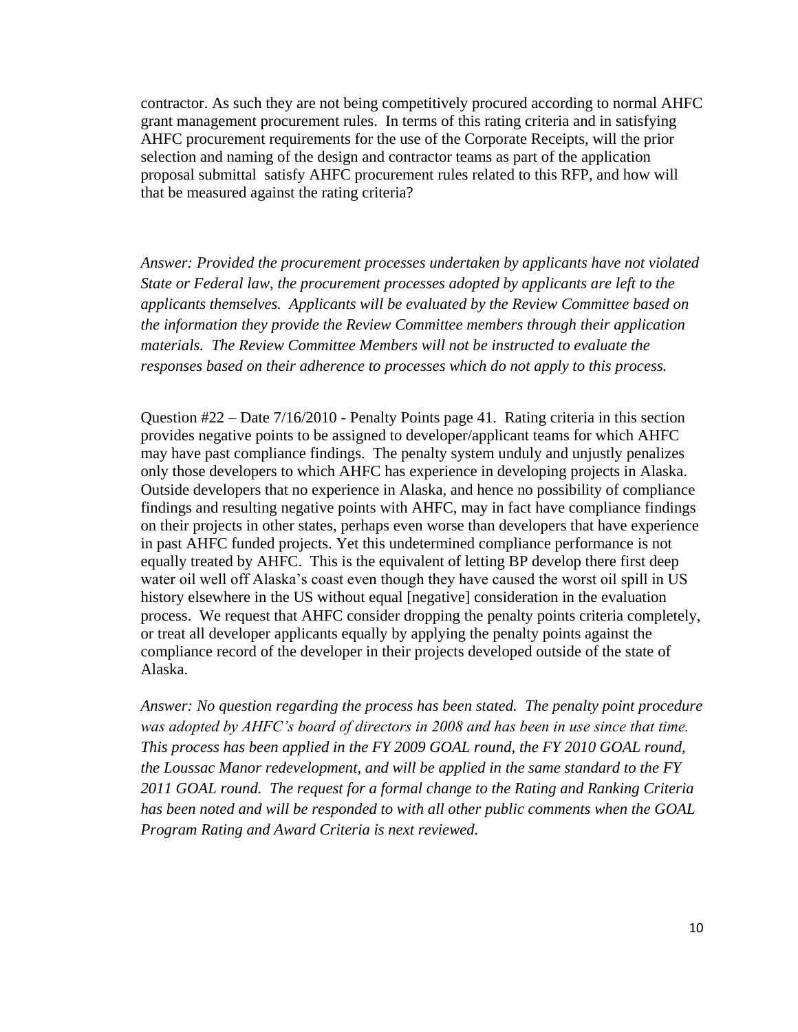contractor. As such they are not being competitively procured according to normal AHFC grant management procurement rules. In terms of this rating criteria and in satisfying AHFC procurement requirements for the use of the Corporate Receipts, will the prior selection and naming of the design and contractor teams as part of the application proposal submittal satisfy AHFC procurement rules related to this RFP, and how will that be measured against the rating criteria?

*Answer: Provided the procurement processes undertaken by applicants have not violated State or Federal law, the procurement processes adopted by applicants are left to the applicants themselves. Applicants will be evaluated by the Review Committee based on the information they provide the Review Committee members through their application materials. The Review Committee Members will not be instructed to evaluate the responses based on their adherence to processes which do not apply to this process.*

Question #22 – Date 7/16/2010 - Penalty Points page 41. Rating criteria in this section provides negative points to be assigned to developer/applicant teams for which AHFC may have past compliance findings. The penalty system unduly and unjustly penalizes only those developers to which AHFC has experience in developing projects in Alaska. Outside developers that no experience in Alaska, and hence no possibility of compliance findings and resulting negative points with AHFC, may in fact have compliance findings on their projects in other states, perhaps even worse than developers that have experience in past AHFC funded projects. Yet this undetermined compliance performance is not equally treated by AHFC. This is the equivalent of letting BP develop there first deep water oil well off Alaska's coast even though they have caused the worst oil spill in US history elsewhere in the US without equal [negative] consideration in the evaluation process. We request that AHFC consider dropping the penalty points criteria completely, or treat all developer applicants equally by applying the penalty points against the compliance record of the developer in their projects developed outside of the state of Alaska.

*Answer: No question regarding the process has been stated. The penalty point procedure was adopted by AHFC's board of directors in 2008 and has been in use since that time. This process has been applied in the FY 2009 GOAL round, the FY 2010 GOAL round, the Loussac Manor redevelopment, and will be applied in the same standard to the FY 2011 GOAL round. The request for a formal change to the Rating and Ranking Criteria has been noted and will be responded to with all other public comments when the GOAL Program Rating and Award Criteria is next reviewed.*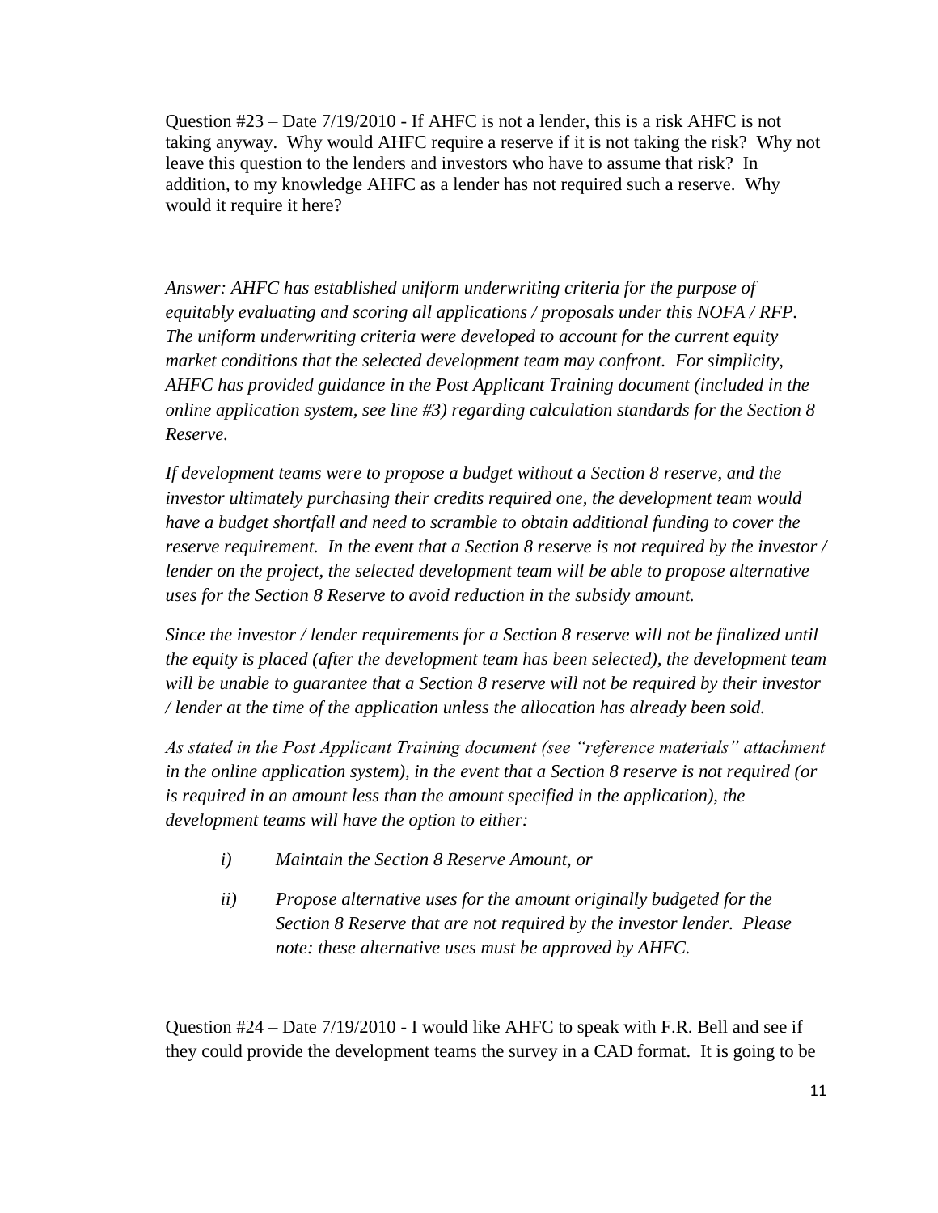Question #23 – Date 7/19/2010 - If AHFC is not a lender, this is a risk AHFC is not taking anyway. Why would AHFC require a reserve if it is not taking the risk? Why not leave this question to the lenders and investors who have to assume that risk? In addition, to my knowledge AHFC as a lender has not required such a reserve. Why would it require it here?

*Answer: AHFC has established uniform underwriting criteria for the purpose of equitably evaluating and scoring all applications / proposals under this NOFA / RFP. The uniform underwriting criteria were developed to account for the current equity market conditions that the selected development team may confront. For simplicity, AHFC has provided guidance in the Post Applicant Training document (included in the online application system, see line #3) regarding calculation standards for the Section 8 Reserve.*

*If development teams were to propose a budget without a Section 8 reserve, and the investor ultimately purchasing their credits required one, the development team would have a budget shortfall and need to scramble to obtain additional funding to cover the reserve requirement. In the event that a Section 8 reserve is not required by the investor / lender on the project, the selected development team will be able to propose alternative uses for the Section 8 Reserve to avoid reduction in the subsidy amount.*

*Since the investor / lender requirements for a Section 8 reserve will not be finalized until the equity is placed (after the development team has been selected), the development team will be unable to guarantee that a Section 8 reserve will not be required by their investor / lender at the time of the application unless the allocation has already been sold.*

*As stated in the Post Applicant Training document (see "reference materials" attachment in the online application system), in the event that a Section 8 reserve is not required (or is required in an amount less than the amount specified in the application), the development teams will have the option to either:*

- *i) Maintain the Section 8 Reserve Amount, or*
- *ii) Propose alternative uses for the amount originally budgeted for the Section 8 Reserve that are not required by the investor lender. Please note: these alternative uses must be approved by AHFC.*

Question #24 – Date 7/19/2010 - I would like AHFC to speak with F.R. Bell and see if they could provide the development teams the survey in a CAD format. It is going to be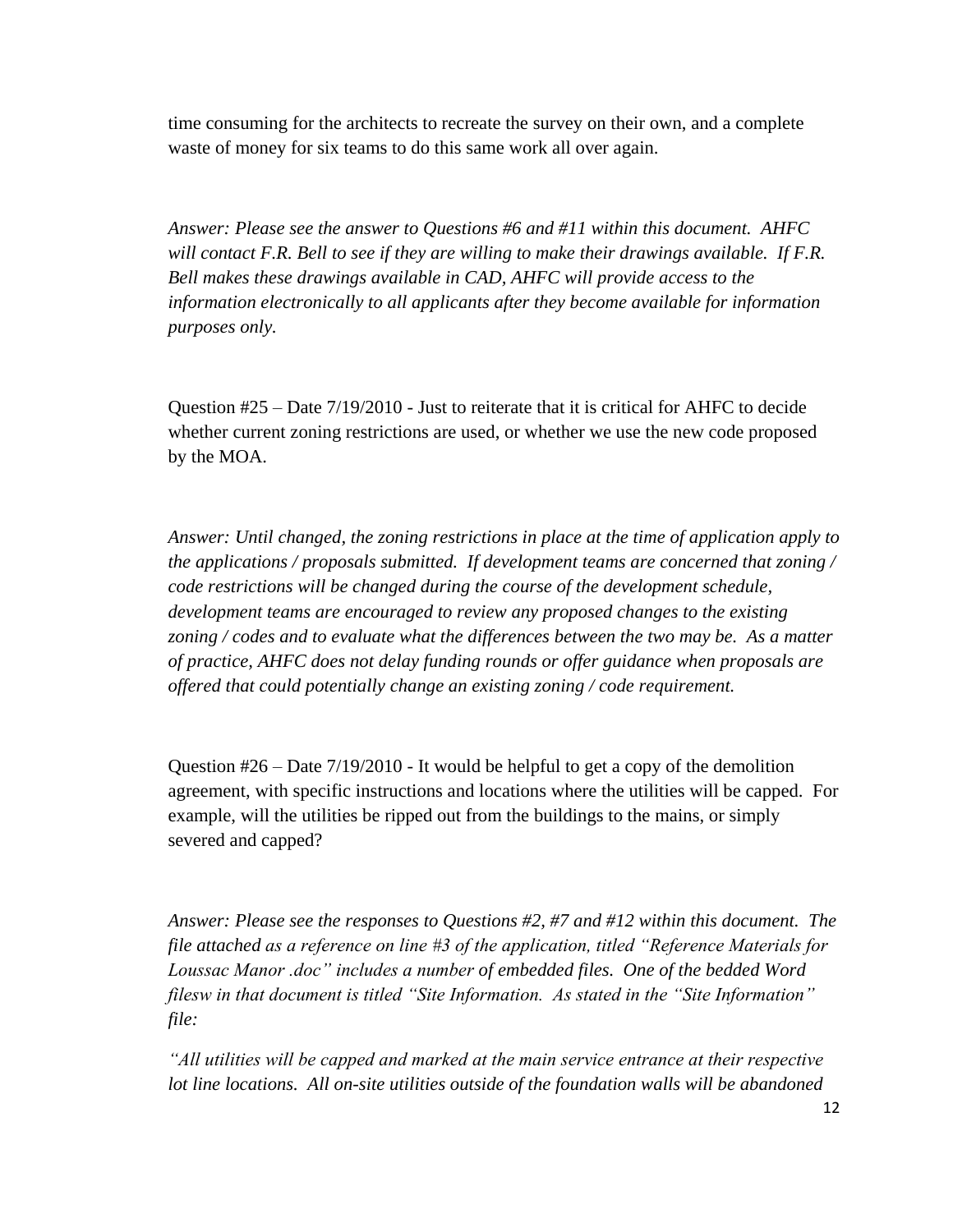time consuming for the architects to recreate the survey on their own, and a complete waste of money for six teams to do this same work all over again.

*Answer: Please see the answer to Questions #6 and #11 within this document. AHFC will contact F.R. Bell to see if they are willing to make their drawings available. If F.R. Bell makes these drawings available in CAD, AHFC will provide access to the information electronically to all applicants after they become available for information purposes only.*

Question #25 – Date 7/19/2010 - Just to reiterate that it is critical for AHFC to decide whether current zoning restrictions are used, or whether we use the new code proposed by the MOA.

*Answer: Until changed, the zoning restrictions in place at the time of application apply to the applications / proposals submitted. If development teams are concerned that zoning / code restrictions will be changed during the course of the development schedule, development teams are encouraged to review any proposed changes to the existing zoning / codes and to evaluate what the differences between the two may be. As a matter of practice, AHFC does not delay funding rounds or offer guidance when proposals are offered that could potentially change an existing zoning / code requirement.*

Question #26 – Date 7/19/2010 - It would be helpful to get a copy of the demolition agreement, with specific instructions and locations where the utilities will be capped. For example, will the utilities be ripped out from the buildings to the mains, or simply severed and capped?

*Answer: Please see the responses to Questions #2, #7 and #12 within this document. The file attached as a reference on line #3 of the application, titled "Reference Materials for Loussac Manor .doc" includes a number of embedded files. One of the bedded Word filesw in that document is titled "Site Information. As stated in the "Site Information" file:*

*"All utilities will be capped and marked at the main service entrance at their respective lot line locations. All on-site utilities outside of the foundation walls will be abandoned*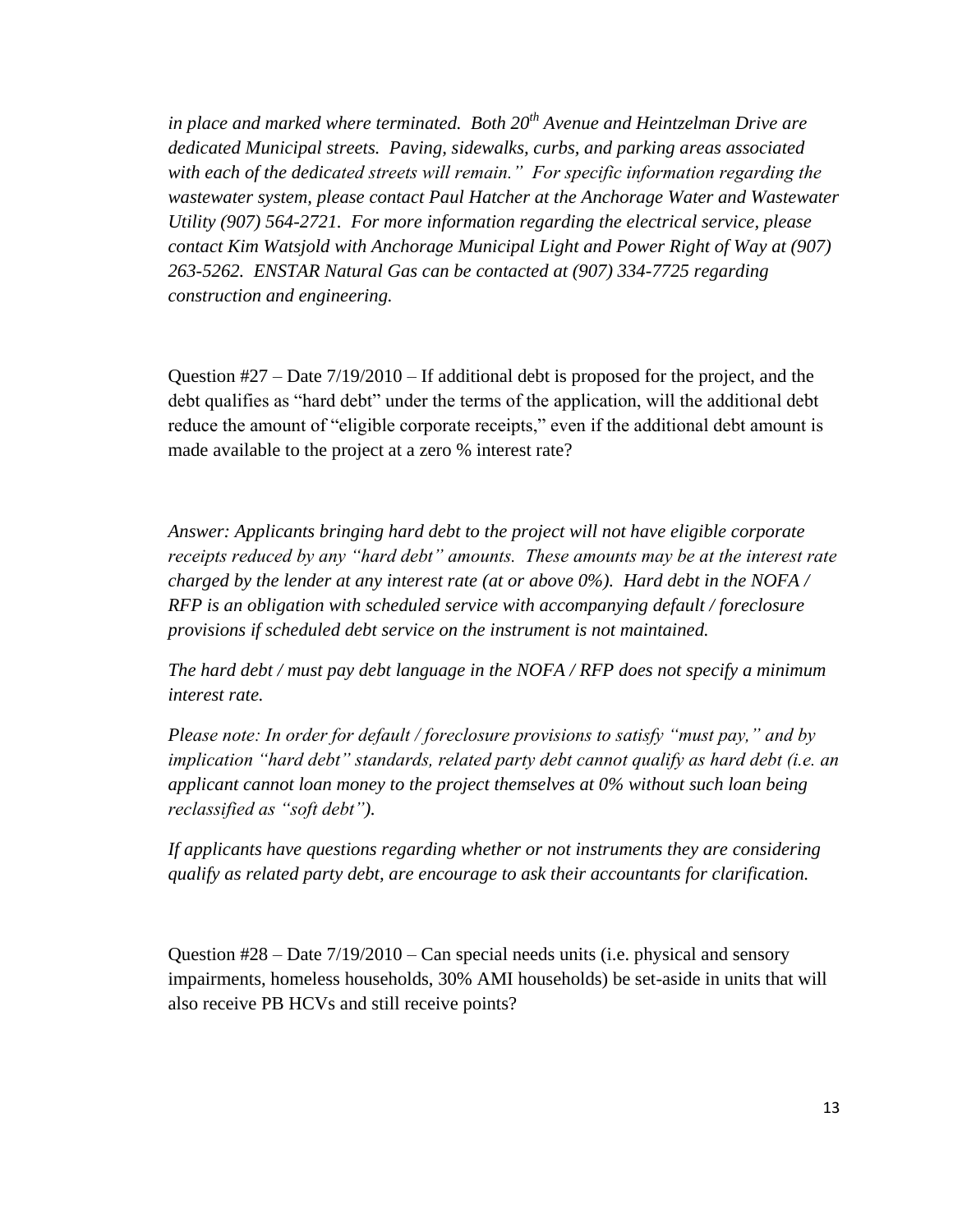*in place and marked where terminated. Both 20th Avenue and Heintzelman Drive are dedicated Municipal streets. Paving, sidewalks, curbs, and parking areas associated with each of the dedicated streets will remain." For specific information regarding the wastewater system, please contact Paul Hatcher at the Anchorage Water and Wastewater Utility (907) 564-2721. For more information regarding the electrical service, please contact Kim Watsjold with Anchorage Municipal Light and Power Right of Way at (907) 263-5262. ENSTAR Natural Gas can be contacted at (907) 334-7725 regarding construction and engineering.*

Question #27 – Date 7/19/2010 – If additional debt is proposed for the project, and the debt qualifies as "hard debt" under the terms of the application, will the additional debt reduce the amount of "eligible corporate receipts," even if the additional debt amount is made available to the project at a zero % interest rate?

*Answer: Applicants bringing hard debt to the project will not have eligible corporate receipts reduced by any "hard debt" amounts. These amounts may be at the interest rate charged by the lender at any interest rate (at or above 0%). Hard debt in the NOFA / RFP is an obligation with scheduled service with accompanying default / foreclosure provisions if scheduled debt service on the instrument is not maintained.*

*The hard debt / must pay debt language in the NOFA / RFP does not specify a minimum interest rate.*

*Please note: In order for default / foreclosure provisions to satisfy "must pay," and by implication "hard debt" standards, related party debt cannot qualify as hard debt (i.e. an applicant cannot loan money to the project themselves at 0% without such loan being reclassified as "soft debt").*

*If applicants have questions regarding whether or not instruments they are considering qualify as related party debt, are encourage to ask their accountants for clarification.*

Question #28 – Date 7/19/2010 – Can special needs units (i.e. physical and sensory impairments, homeless households, 30% AMI households) be set-aside in units that will also receive PB HCVs and still receive points?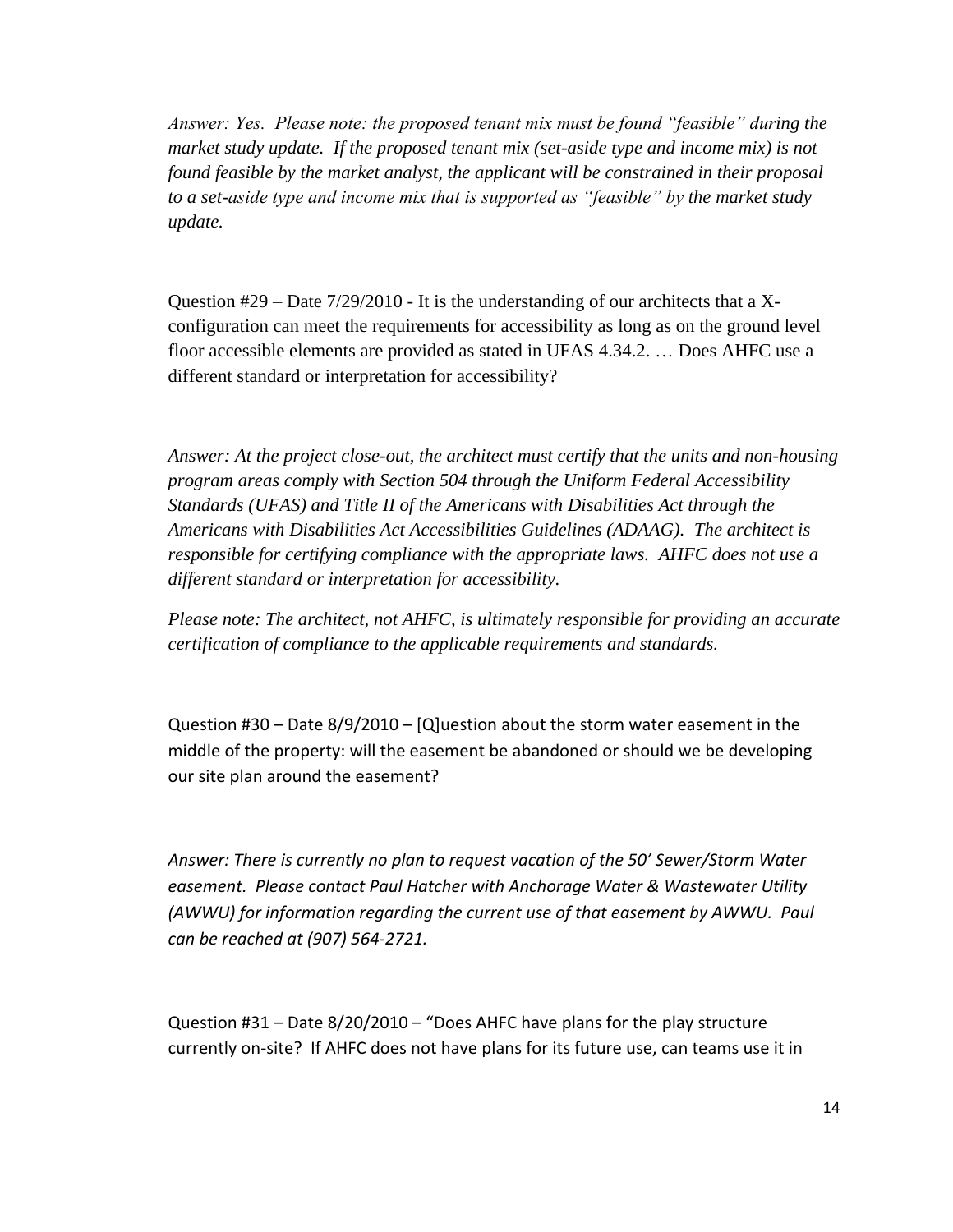*Answer: Yes. Please note: the proposed tenant mix must be found "feasible" during the market study update. If the proposed tenant mix (set-aside type and income mix) is not found feasible by the market analyst, the applicant will be constrained in their proposal to a set-aside type and income mix that is supported as "feasible" by the market study update.*

Question #29 – Date 7/29/2010 - It is the understanding of our architects that a X-configuration can meet the requirements for accessibility as long as on the ground level floor accessible elements are provided as stated in UFAS 4.34.2. … Does AHFC use a different standard or interpretation for accessibility?

*Answer: At the project close-out, the architect must certify that the units and non-housing program areas comply with Section 504 through the Uniform Federal Accessibility Standards (UFAS) and Title II of the Americans with Disabilities Act through the Americans with Disabilities Act Accessibilities Guidelines (ADAAG). The architect is responsible for certifying compliance with the appropriate laws. AHFC does not use a different standard or interpretation for accessibility.*

*Please note: The architect, not AHFC, is ultimately responsible for providing an accurate certification of compliance to the applicable requirements and standards.*

Question #30 – Date 8/9/2010 – [Q]uestion about the storm water easement in the middle of the property: will the easement be abandoned or should we be developing our site plan around the easement?

*Answer: There is currently no plan to request vacation of the 50' Sewer/Storm Water easement. Please contact Paul Hatcher with Anchorage Water & Wastewater Utility (AWWU) for information regarding the current use of that easement by AWWU. Paul can be reached at (907) 564-2721.*

Question #31 – Date 8/20/2010 – "Does AHFC have plans for the play structure currently on-site? If AHFC does not have plans for its future use, can teams use it in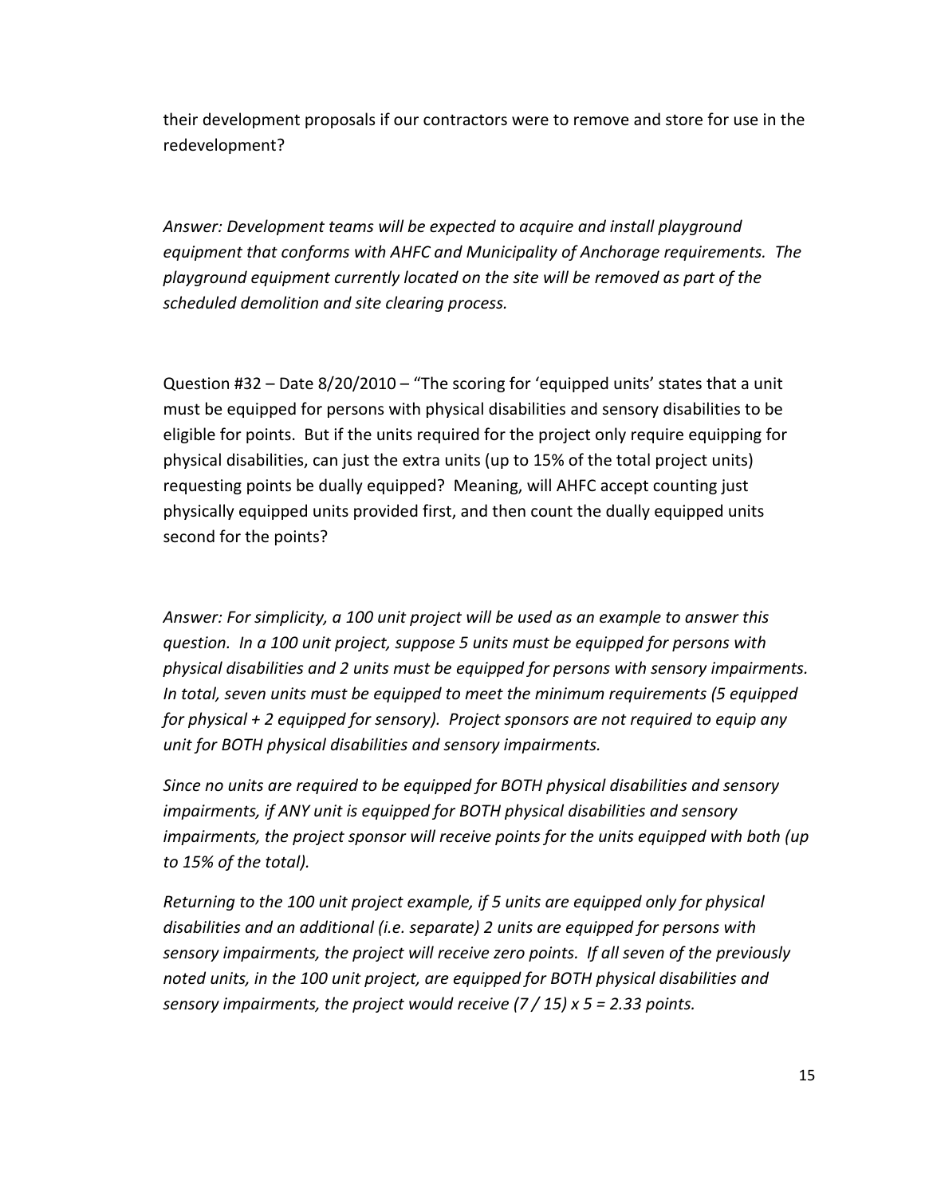their development proposals if our contractors were to remove and store for use in the redevelopment?

*Answer: Development teams will be expected to acquire and install playground equipment that conforms with AHFC and Municipality of Anchorage requirements. The playground equipment currently located on the site will be removed as part of the scheduled demolition and site clearing process.*

Question #32 – Date 8/20/2010 – "The scoring for 'equipped units' states that a unit must be equipped for persons with physical disabilities and sensory disabilities to be eligible for points. But if the units required for the project only require equipping for physical disabilities, can just the extra units (up to 15% of the total project units) requesting points be dually equipped? Meaning, will AHFC accept counting just physically equipped units provided first, and then count the dually equipped units second for the points?

*Answer: For simplicity, a 100 unit project will be used as an example to answer this question. In a 100 unit project, suppose 5 units must be equipped for persons with physical disabilities and 2 units must be equipped for persons with sensory impairments. In total, seven units must be equipped to meet the minimum requirements (5 equipped for physical + 2 equipped for sensory). Project sponsors are not required to equip any unit for BOTH physical disabilities and sensory impairments.*

*Since no units are required to be equipped for BOTH physical disabilities and sensory impairments, if ANY unit is equipped for BOTH physical disabilities and sensory impairments, the project sponsor will receive points for the units equipped with both (up to 15% of the total).*

*Returning to the 100 unit project example, if 5 units are equipped only for physical disabilities and an additional (i.e. separate) 2 units are equipped for persons with sensory impairments, the project will receive zero points. If all seven of the previously noted units, in the 100 unit project, are equipped for BOTH physical disabilities and sensory impairments, the project would receive (7 / 15) x 5 = 2.33 points.*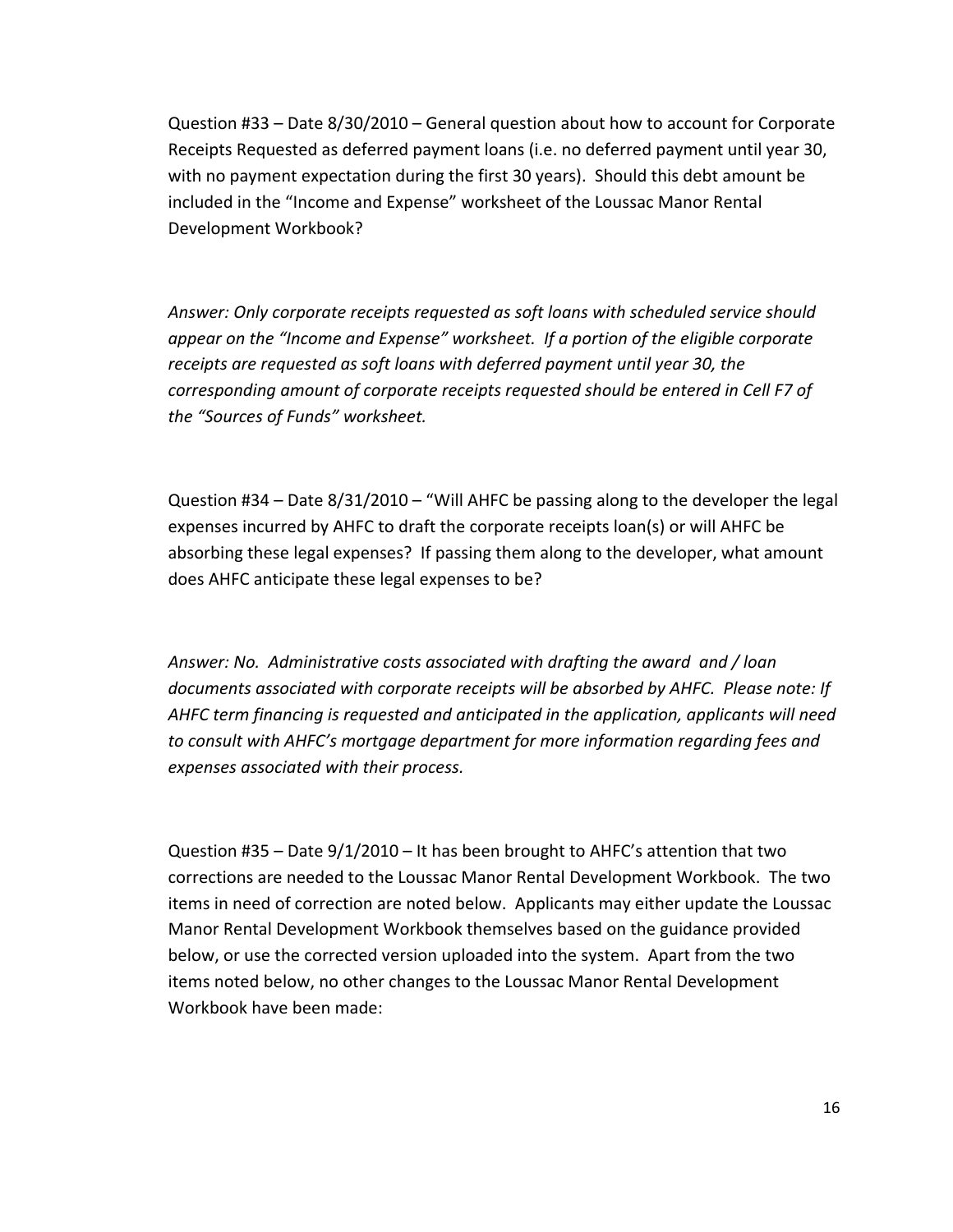Question #33 – Date 8/30/2010 – General question about how to account for Corporate Receipts Requested as deferred payment loans (i.e. no deferred payment until year 30, with no payment expectation during the first 30 years). Should this debt amount be included in the "Income and Expense" worksheet of the Loussac Manor Rental Development Workbook?

*Answer: Only corporate receipts requested as soft loans with scheduled service should appear on the "Income and Expense" worksheet. If a portion of the eligible corporate receipts are requested as soft loans with deferred payment until year 30, the corresponding amount of corporate receipts requested should be entered in Cell F7 of the "Sources of Funds" worksheet.*

Question #34 – Date 8/31/2010 – "Will AHFC be passing along to the developer the legal expenses incurred by AHFC to draft the corporate receipts loan(s) or will AHFC be absorbing these legal expenses? If passing them along to the developer, what amount does AHFC anticipate these legal expenses to be?

*Answer: No. Administrative costs associated with drafting the award and / loan documents associated with corporate receipts will be absorbed by AHFC. Please note: If AHFC term financing is requested and anticipated in the application, applicants will need to consult with AHFC's mortgage department for more information regarding fees and expenses associated with their process.*

Question #35 – Date 9/1/2010 – It has been brought to AHFC's attention that two corrections are needed to the Loussac Manor Rental Development Workbook. The two items in need of correction are noted below. Applicants may either update the Loussac Manor Rental Development Workbook themselves based on the guidance provided below, or use the corrected version uploaded into the system. Apart from the two items noted below, no other changes to the Loussac Manor Rental Development Workbook have been made: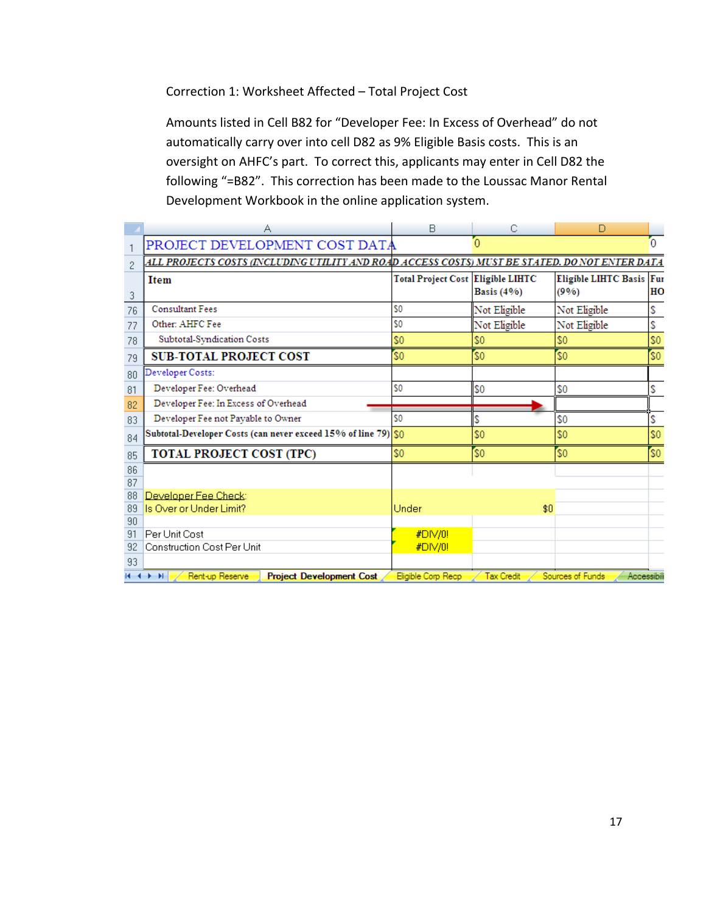Correction 1: Worksheet Affected – Total Project Cost

Amounts listed in Cell B82 for “Developer Fee: In Excess of Overhead” do not automatically carry over into cell D82 as 9% Eligible Basis costs. This is an oversight on AHFC’s part. To correct this, applicants may enter in Cell D82 the following “=B82”. This correction has been made to the Loussac Manor Rental Development Workbook in the online application system.

| | A | B | C | D | |
|---|---|---|---|---|---|
| 1 | PROJECT DEVELOPMENT COST DATA | | 0 | | 0 |
| 2 | ALL PROJECTS COSTS (INCLUDING UTILITY AND ROAD ACCESS COSTS) MUST BE STATED. DO NOT ENTER DATA | | | | |
| 3 | Item | Total Project Cost | Eligible LIHTC Basis (4%) | Eligible LIHTC Basis (9%) | Fu HO |
| 76 | Consultant Fees | $0 | Not Eligible | Not Eligible | $ |
| 77 | Other: AHFC Fee | $0 | Not Eligible | Not Eligible | $ |
| 78 | Subtotal-Syndication Costs | $0 | $0 | $0 | $0 |
| 79 | SUB-TOTAL PROJECT COST | $0 | $0 | $0 | $0 |
| 80 | Developer Costs: | | | | |
| 81 | Developer Fee: Overhead | $0 | $0 | $0 | $ |
| 82 | Developer Fee: In Excess of Overhead | | | | |
| 83 | Developer Fee not Payable to Owner | $0 | $ | $0 | $ |
| 84 | Subtotal-Developer Costs (can never exceed 15% of line 79) | $0 | $0 | $0 | $0 |
| 85 | TOTAL PROJECT COST (TPC) | $0 | $0 | $0 | $0 |
| 86 | | | | | |
| 87 | | | | | |
| 88 | Developer Fee Check: | | | | |
| 89 | Is Over or Under Limit? | Under | $0 | | |
| 90 | | | | | |
| 91 | Per Unit Cost | #DIV/0! | | | |
| 92 | Construction Cost Per Unit | #DIV/0! | | | |
| 93 | | | | | |

Rent-up Reserve | Project Development Cost | Eligible Corp Recp | Tax Credit | Sources of Funds | Accessibili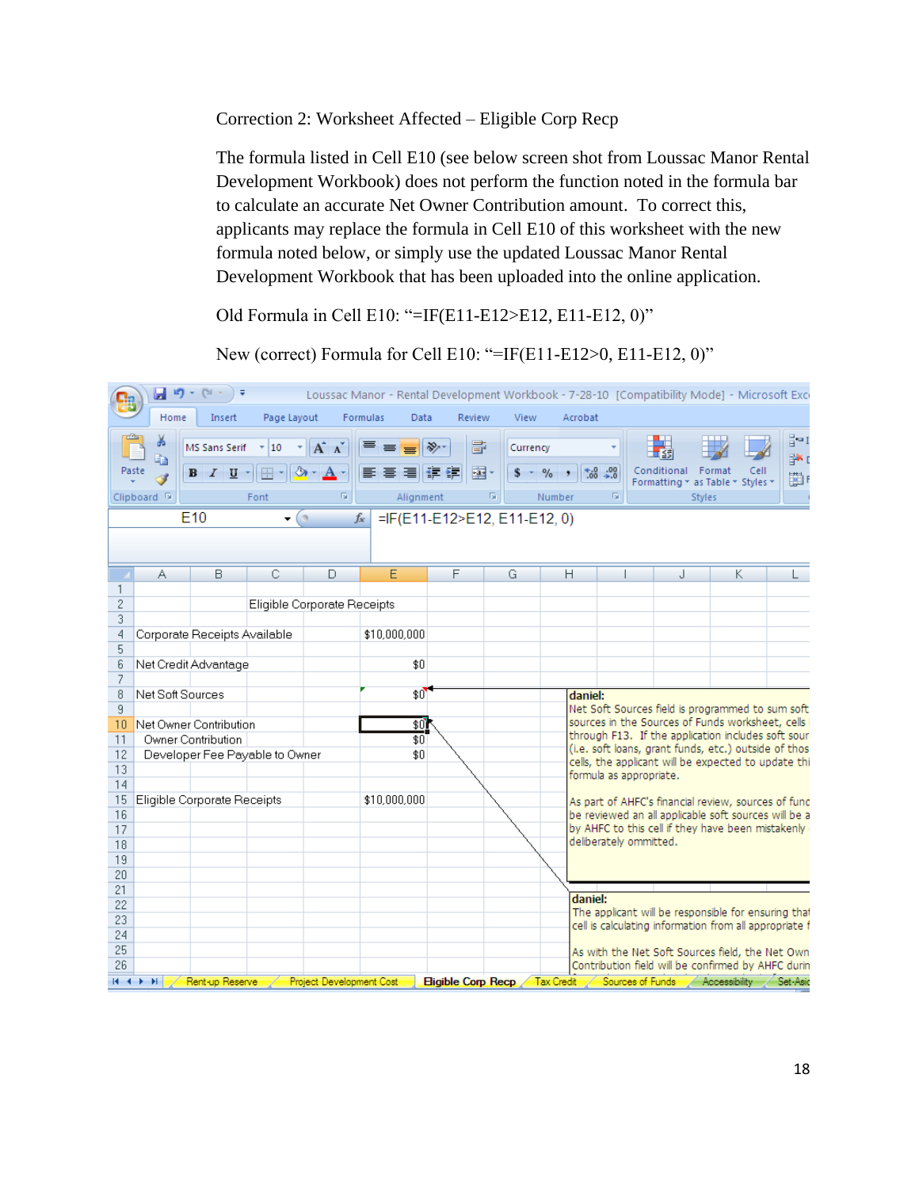Correction 2: Worksheet Affected – Eligible Corp Recp

The formula listed in Cell E10 (see below screen shot from Loussac Manor Rental Development Workbook) does not perform the function noted in the formula bar to calculate an accurate Net Owner Contribution amount. To correct this, applicants may replace the formula in Cell E10 of this worksheet with the new formula noted below, or simply use the updated Loussac Manor Rental Development Workbook that has been uploaded into the online application.

Old Formula in Cell E10: “=IF(E11-E12>E12, E11-E12, 0)”

New (correct) Formula for Cell E10: “=IF(E11-E12>0, E11-E12, 0)”

Loussac Manor - Rental Development Workbook - 7-28-10 [Compatibility Mode] - Microsoft Exc

E10 =IF(E11-E12>E12, E11-E12, 0)

| Row | A–D | E |
|---|---|---|
| 2 | Eligible Corporate Receipts | |
| 4 | Corporate Receipts Available | $10,000,000 |
| 6 | Net Credit Advantage | $0 |
| 8 | Net Soft Sources | $0 |
| 10 | Net Owner Contribution | $0 |
| 11 | Owner Contribution | $0 |
| 12 | Developer Fee Payable to Owner | $0 |
| 15 | Eligible Corporate Receipts | $10,000,000 |

daniel:
Net Soft Sources field is programmed to sum soft sources in the Sources of Funds worksheet, cells through F13. If the application includes soft sour (i.e. soft loans, grant funds, etc.) outside of thos cells, the applicant will be expected to update thi formula as appropriate.

As part of AHFC's financial review, sources of fund be reviewed an all applicable soft sources will be a by AHFC to this cell if they have been mistakenly deliberately ommitted.

daniel:
The applicant will be responsible for ensuring that cell is calculating information from all appropriate f

As with the Net Soft Sources field, the Net Own Contribution field will be confirmed by AHFC durin

Rent-up Reserve | Project Development Cost | Eligible Corp Recp | Tax Credit | Sources of Funds | Accessibility | Set-Asi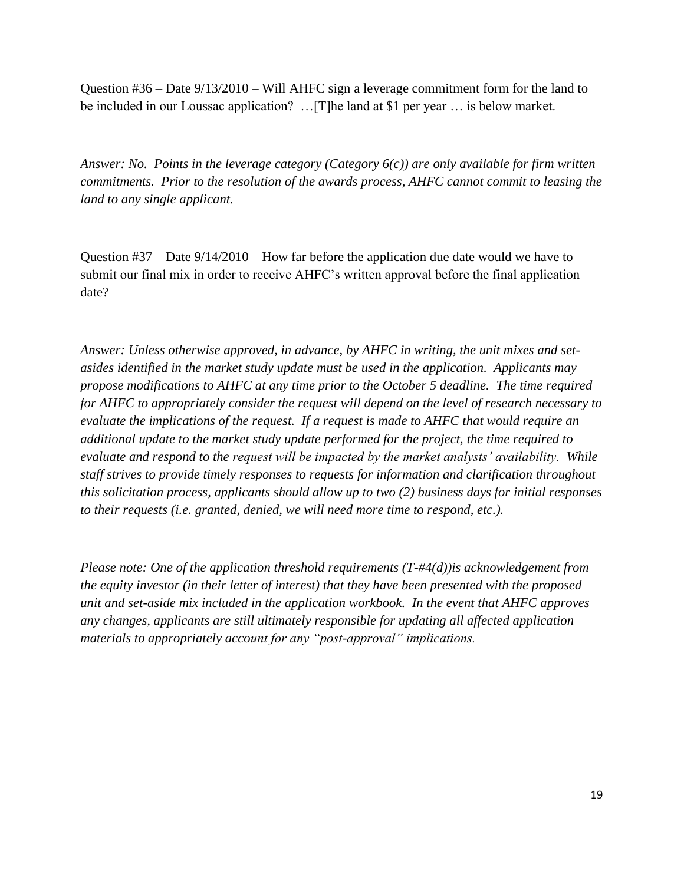Question #36 – Date 9/13/2010 – Will AHFC sign a leverage commitment form for the land to be included in our Loussac application? …[T]he land at $1 per year … is below market.

*Answer: No. Points in the leverage category (Category 6(c)) are only available for firm written commitments. Prior to the resolution of the awards process, AHFC cannot commit to leasing the land to any single applicant.*

Question #37 – Date 9/14/2010 – How far before the application due date would we have to submit our final mix in order to receive AHFC's written approval before the final application date?

*Answer: Unless otherwise approved, in advance, by AHFC in writing, the unit mixes and set-asides identified in the market study update must be used in the application. Applicants may propose modifications to AHFC at any time prior to the October 5 deadline. The time required for AHFC to appropriately consider the request will depend on the level of research necessary to evaluate the implications of the request. If a request is made to AHFC that would require an additional update to the market study update performed for the project, the time required to evaluate and respond to the request will be impacted by the market analysts' availability. While staff strives to provide timely responses to requests for information and clarification throughout this solicitation process, applicants should allow up to two (2) business days for initial responses to their requests (i.e. granted, denied, we will need more time to respond, etc.).*

*Please note: One of the application threshold requirements (T-#4(d))is acknowledgement from the equity investor (in their letter of interest) that they have been presented with the proposed unit and set-aside mix included in the application workbook. In the event that AHFC approves any changes, applicants are still ultimately responsible for updating all affected application materials to appropriately account for any "post-approval" implications.*